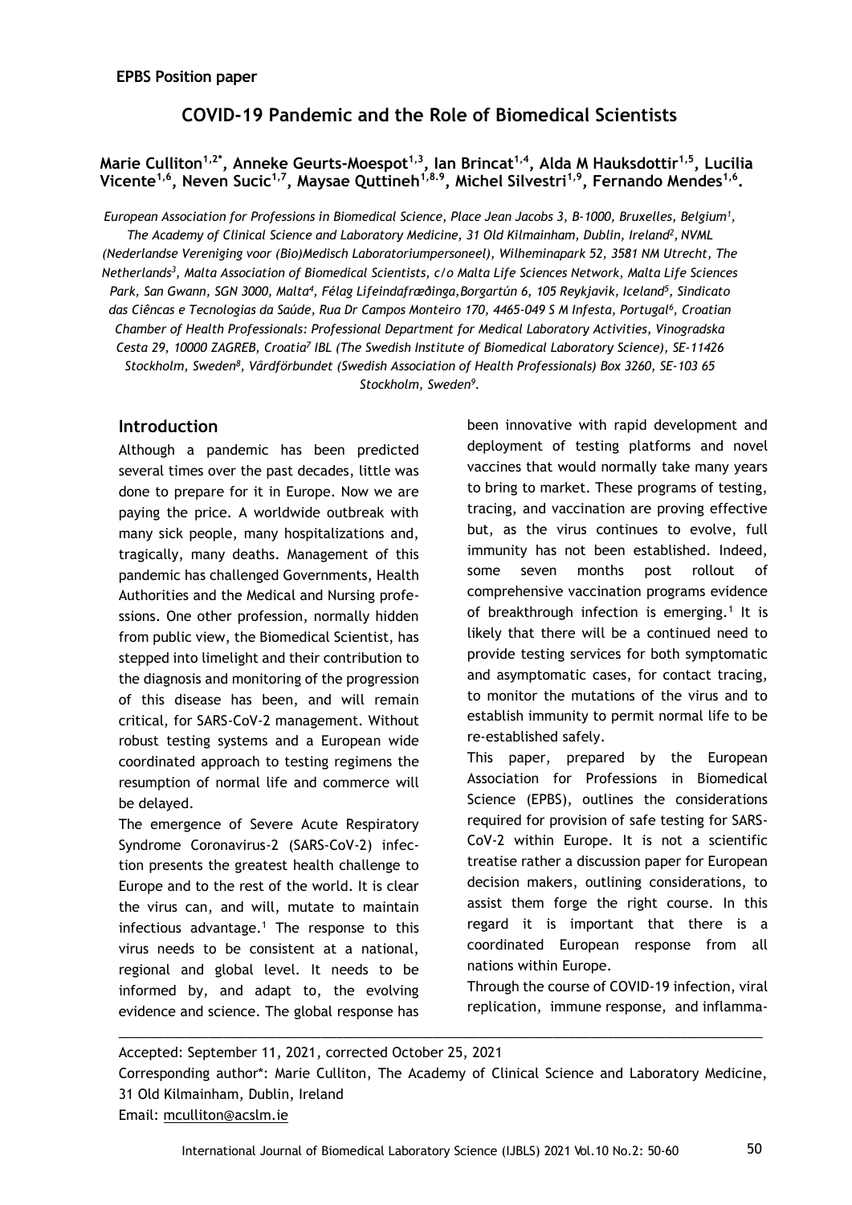**EPBS Position paper**

# COVID-19 Pandemic and the Role of Biomedical Scientists

**Marie Culliton[1,2*], Anneke Geurts-Moespot[1,3], Ian Brincat[1,4], Alda M Hauksdottir[1,5], Lucilia Vicente[1,6], Neven Sucic[1,7], Maysae Quttineh[1,8,9], Michel Silvestri[1,9], Fernando Mendes[1,6].**

*European Association for Professions in Biomedical Science, Place Jean Jacobs 3, B-1000, Bruxelles, Belgium[1], The Academy of Clinical Science and Laboratory Medicine, 31 Old Kilmainham, Dublin, Ireland[2], NVML (Nederlandse Vereniging voor (Bio)Medisch Laboratoriumpersoneel), Wilheminapark 52, 3581 NM Utrecht, The Netherlands[3], Malta Association of Biomedical Scientists, c/o Malta Life Sciences Network, Malta Life Sciences Park, San Gwann, SGN 3000, Malta[4], Félag Lífeindafræðinga,Borgartún 6, 105 Reykjavík, Iceland[5], Sindicato das Ciêncas e Tecnologias da Saúde, Rua Dr Campos Monteiro 170, 4465-049 S M Infesta, Portugal[6], Croatian Chamber of Health Professionals: Professional Department for Medical Laboratory Activities, Vinogradska Cesta 29, 10000 ZAGREB, Croatia[7] IBL (The Swedish Institute of Biomedical Laboratory Science), SE-11426 Stockholm, Sweden[8], Vårdförbundet (Swedish Association of Health Professionals) Box 3260, SE-103 65 Stockholm, Sweden[9].*

## Introduction

Although a pandemic has been predicted several times over the past decades, little was done to prepare for it in Europe. Now we are paying the price. A worldwide outbreak with many sick people, many hospitalizations and, tragically, many deaths. Management of this pandemic has challenged Governments, Health Authorities and the Medical and Nursing professions. One other profession, normally hidden from public view, the Biomedical Scientist, has stepped into limelight and their contribution to the diagnosis and monitoring of the progression of this disease has been, and will remain critical, for SARS-CoV-2 management. Without robust testing systems and a European wide coordinated approach to testing regimens the resumption of normal life and commerce will be delayed.

The emergence of Severe Acute Respiratory Syndrome Coronavirus-2 (SARS-CoV-2) infection presents the greatest health challenge to Europe and to the rest of the world. It is clear the virus can, and will, mutate to maintain infectious advantage.[1] The response to this virus needs to be consistent at a national, regional and global level. It needs to be informed by, and adapt to, the evolving evidence and science. The global response has been innovative with rapid development and deployment of testing platforms and novel vaccines that would normally take many years to bring to market. These programs of testing, tracing, and vaccination are proving effective but, as the virus continues to evolve, full immunity has not been established. Indeed, some seven months post rollout of comprehensive vaccination programs evidence of breakthrough infection is emerging.[1] It is likely that there will be a continued need to provide testing services for both symptomatic and asymptomatic cases, for contact tracing, to monitor the mutations of the virus and to establish immunity to permit normal life to be re-established safely.

This paper, prepared by the European Association for Professions in Biomedical Science (EPBS), outlines the considerations required for provision of safe testing for SARS-CoV-2 within Europe. It is not a scientific treatise rather a discussion paper for European decision makers, outlining considerations, to assist them forge the right course. In this regard it is important that there is a coordinated European response from all nations within Europe.

Through the course of COVID-19 infection, viral replication, immune response, and inflamma-

---

Accepted: September 11, 2021, corrected October 25, 2021

Corresponding author*: Marie Culliton, The Academy of Clinical Science and Laboratory Medicine, 31 Old Kilmainham, Dublin, Ireland

Email: mculliton@acslm.ie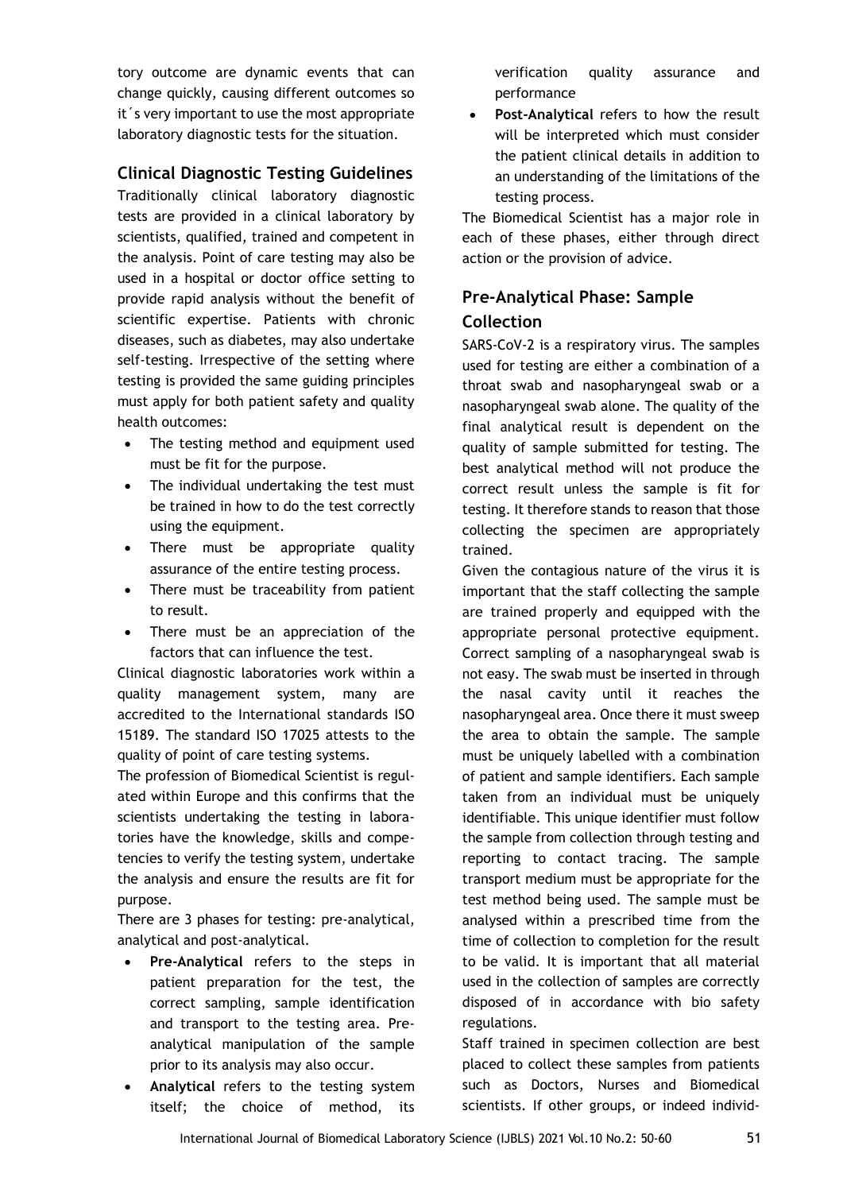tory outcome are dynamic events that can change quickly, causing different outcomes so it´s very important to use the most appropriate laboratory diagnostic tests for the situation.

## Clinical Diagnostic Testing Guidelines

Traditionally clinical laboratory diagnostic tests are provided in a clinical laboratory by scientists, qualified, trained and competent in the analysis. Point of care testing may also be used in a hospital or doctor office setting to provide rapid analysis without the benefit of scientific expertise. Patients with chronic diseases, such as diabetes, may also undertake self-testing. Irrespective of the setting where testing is provided the same guiding principles must apply for both patient safety and quality health outcomes:

- The testing method and equipment used must be fit for the purpose.
- The individual undertaking the test must be trained in how to do the test correctly using the equipment.
- There must be appropriate quality assurance of the entire testing process.
- There must be traceability from patient to result.
- There must be an appreciation of the factors that can influence the test.

Clinical diagnostic laboratories work within a quality management system, many are accredited to the International standards ISO 15189. The standard ISO 17025 attests to the quality of point of care testing systems.

The profession of Biomedical Scientist is regulated within Europe and this confirms that the scientists undertaking the testing in laboratories have the knowledge, skills and competencies to verify the testing system, undertake the analysis and ensure the results are fit for purpose.

There are 3 phases for testing: pre-analytical, analytical and post-analytical.

- **Pre-Analytical** refers to the steps in patient preparation for the test, the correct sampling, sample identification and transport to the testing area. Pre-analytical manipulation of the sample prior to its analysis may also occur.
- **Analytical** refers to the testing system itself; the choice of method, its verification quality assurance and performance
- **Post-Analytical** refers to how the result will be interpreted which must consider the patient clinical details in addition to an understanding of the limitations of the testing process.

The Biomedical Scientist has a major role in each of these phases, either through direct action or the provision of advice.

## Pre-Analytical Phase: Sample Collection

SARS-CoV-2 is a respiratory virus. The samples used for testing are either a combination of a throat swab and nasopharyngeal swab or a nasopharyngeal swab alone. The quality of the final analytical result is dependent on the quality of sample submitted for testing. The best analytical method will not produce the correct result unless the sample is fit for testing. It therefore stands to reason that those collecting the specimen are appropriately trained.

Given the contagious nature of the virus it is important that the staff collecting the sample are trained properly and equipped with the appropriate personal protective equipment. Correct sampling of a nasopharyngeal swab is not easy. The swab must be inserted in through the nasal cavity until it reaches the nasopharyngeal area. Once there it must sweep the area to obtain the sample. The sample must be uniquely labelled with a combination of patient and sample identifiers. Each sample taken from an individual must be uniquely identifiable. This unique identifier must follow the sample from collection through testing and reporting to contact tracing. The sample transport medium must be appropriate for the test method being used. The sample must be analysed within a prescribed time from the time of collection to completion for the result to be valid. It is important that all material used in the collection of samples are correctly disposed of in accordance with bio safety regulations.

Staff trained in specimen collection are best placed to collect these samples from patients such as Doctors, Nurses and Biomedical scientists. If other groups, or indeed individ-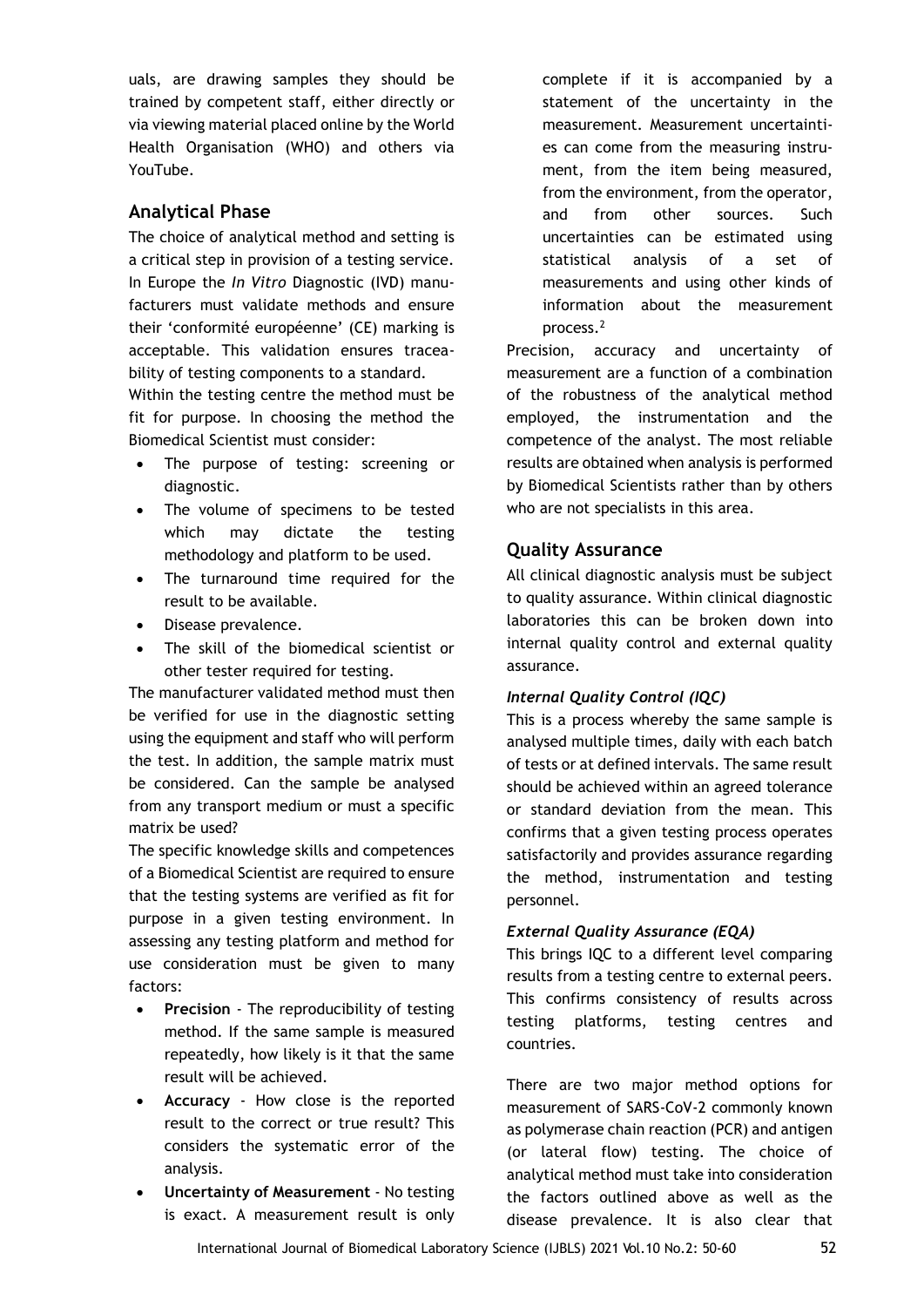uals, are drawing samples they should be trained by competent staff, either directly or via viewing material placed online by the World Health Organisation (WHO) and others via YouTube.

## Analytical Phase

The choice of analytical method and setting is a critical step in provision of a testing service. In Europe the *In Vitro* Diagnostic (IVD) manufacturers must validate methods and ensure their 'conformité européenne' (CE) marking is acceptable. This validation ensures traceability of testing components to a standard.

Within the testing centre the method must be fit for purpose. In choosing the method the Biomedical Scientist must consider:

- The purpose of testing: screening or diagnostic.
- The volume of specimens to be tested which may dictate the testing methodology and platform to be used.
- The turnaround time required for the result to be available.
- Disease prevalence.
- The skill of the biomedical scientist or other tester required for testing.

The manufacturer validated method must then be verified for use in the diagnostic setting using the equipment and staff who will perform the test. In addition, the sample matrix must be considered. Can the sample be analysed from any transport medium or must a specific matrix be used?

The specific knowledge skills and competences of a Biomedical Scientist are required to ensure that the testing systems are verified as fit for purpose in a given testing environment. In assessing any testing platform and method for use consideration must be given to many factors:

- **Precision** - The reproducibility of testing method. If the same sample is measured repeatedly, how likely is it that the same result will be achieved.
- **Accuracy** - How close is the reported result to the correct or true result? This considers the systematic error of the analysis.
- **Uncertainty of Measurement** - No testing is exact. A measurement result is only complete if it is accompanied by a statement of the uncertainty in the measurement. Measurement uncertainties can come from the measuring instrument, from the item being measured, from the environment, from the operator, and from other sources. Such uncertainties can be estimated using statistical analysis of a set of measurements and using other kinds of information about the measurement process.[2]

Precision, accuracy and uncertainty of measurement are a function of a combination of the robustness of the analytical method employed, the instrumentation and the competence of the analyst. The most reliable results are obtained when analysis is performed by Biomedical Scientists rather than by others who are not specialists in this area.

## Quality Assurance

All clinical diagnostic analysis must be subject to quality assurance. Within clinical diagnostic laboratories this can be broken down into internal quality control and external quality assurance.

### *Internal Quality Control (IQC)*

This is a process whereby the same sample is analysed multiple times, daily with each batch of tests or at defined intervals. The same result should be achieved within an agreed tolerance or standard deviation from the mean. This confirms that a given testing process operates satisfactorily and provides assurance regarding the method, instrumentation and testing personnel.

### *External Quality Assurance (EQA)*

This brings IQC to a different level comparing results from a testing centre to external peers. This confirms consistency of results across testing platforms, testing centres and countries.

There are two major method options for measurement of SARS-CoV-2 commonly known as polymerase chain reaction (PCR) and antigen (or lateral flow) testing. The choice of analytical method must take into consideration the factors outlined above as well as the disease prevalence. It is also clear that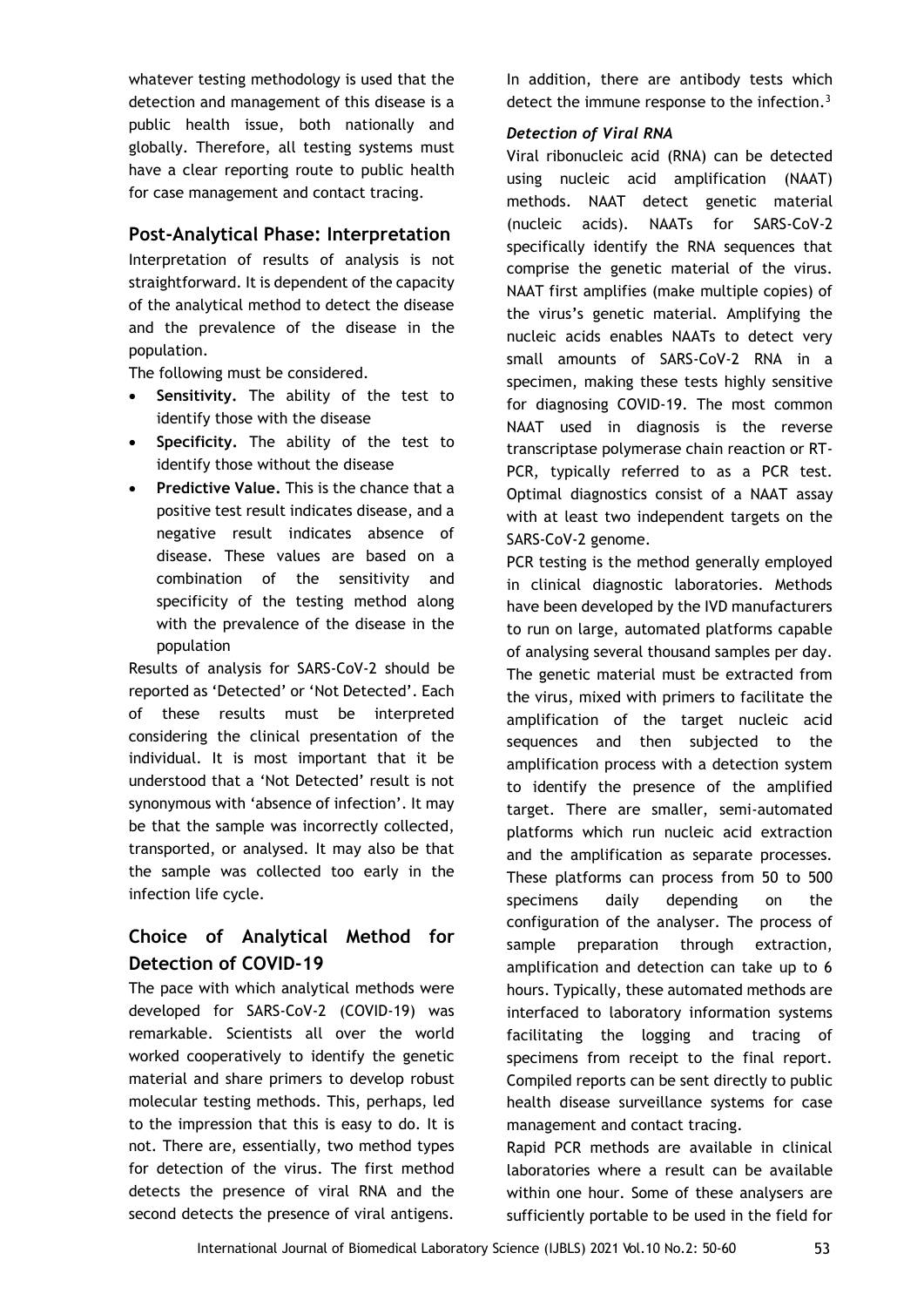whatever testing methodology is used that the detection and management of this disease is a public health issue, both nationally and globally. Therefore, all testing systems must have a clear reporting route to public health for case management and contact tracing.

## Post-Analytical Phase: Interpretation

Interpretation of results of analysis is not straightforward. It is dependent of the capacity of the analytical method to detect the disease and the prevalence of the disease in the population.

The following must be considered.

- **Sensitivity.** The ability of the test to identify those with the disease
- **Specificity.** The ability of the test to identify those without the disease
- **Predictive Value.** This is the chance that a positive test result indicates disease, and a negative result indicates absence of disease. These values are based on a combination of the sensitivity and specificity of the testing method along with the prevalence of the disease in the population

Results of analysis for SARS-CoV-2 should be reported as 'Detected' or 'Not Detected'. Each of these results must be interpreted considering the clinical presentation of the individual. It is most important that it be understood that a 'Not Detected' result is not synonymous with 'absence of infection'. It may be that the sample was incorrectly collected, transported, or analysed. It may also be that the sample was collected too early in the infection life cycle.

## Choice of Analytical Method for Detection of COVID-19

The pace with which analytical methods were developed for SARS-CoV-2 (COVID-19) was remarkable. Scientists all over the world worked cooperatively to identify the genetic material and share primers to develop robust molecular testing methods. This, perhaps, led to the impression that this is easy to do. It is not. There are, essentially, two method types for detection of the virus. The first method detects the presence of viral RNA and the second detects the presence of viral antigens. In addition, there are antibody tests which detect the immune response to the infection.[3]

### *Detection of Viral RNA*

Viral ribonucleic acid (RNA) can be detected using nucleic acid amplification (NAAT) methods. NAAT detect genetic material (nucleic acids). NAATs for SARS-CoV-2 specifically identify the RNA sequences that comprise the genetic material of the virus. NAAT first amplifies (make multiple copies) of the virus's genetic material. Amplifying the nucleic acids enables NAATs to detect very small amounts of SARS-CoV-2 RNA in a specimen, making these tests highly sensitive for diagnosing COVID-19. The most common NAAT used in diagnosis is the reverse transcriptase polymerase chain reaction or RT-PCR, typically referred to as a PCR test. Optimal diagnostics consist of a NAAT assay with at least two independent targets on the SARS-CoV-2 genome.

PCR testing is the method generally employed in clinical diagnostic laboratories. Methods have been developed by the IVD manufacturers to run on large, automated platforms capable of analysing several thousand samples per day. The genetic material must be extracted from the virus, mixed with primers to facilitate the amplification of the target nucleic acid sequences and then subjected to the amplification process with a detection system to identify the presence of the amplified target. There are smaller, semi-automated platforms which run nucleic acid extraction and the amplification as separate processes. These platforms can process from 50 to 500 specimens daily depending on the configuration of the analyser. The process of sample preparation through extraction, amplification and detection can take up to 6 hours. Typically, these automated methods are interfaced to laboratory information systems facilitating the logging and tracing of specimens from receipt to the final report. Compiled reports can be sent directly to public health disease surveillance systems for case management and contact tracing.

Rapid PCR methods are available in clinical laboratories where a result can be available within one hour. Some of these analysers are sufficiently portable to be used in the field for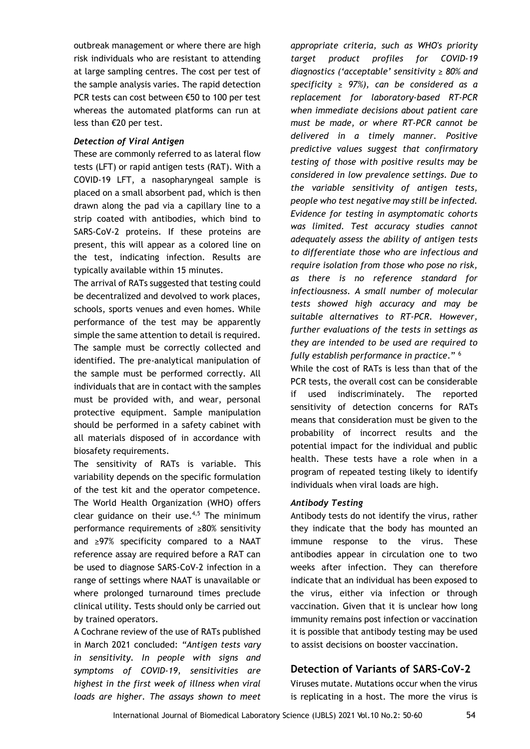outbreak management or where there are high risk individuals who are resistant to attending at large sampling centres. The cost per test of the sample analysis varies. The rapid detection PCR tests can cost between €50 to 100 per test whereas the automated platforms can run at less than €20 per test.

### *Detection of Viral Antigen*

These are commonly referred to as lateral flow tests (LFT) or rapid antigen tests (RAT). With a COVID-19 LFT, a nasopharyngeal sample is placed on a small absorbent pad, which is then drawn along the pad via a capillary line to a strip coated with antibodies, which bind to SARS-CoV-2 proteins. If these proteins are present, this will appear as a colored line on the test, indicating infection. Results are typically available within 15 minutes.

The arrival of RATs suggested that testing could be decentralized and devolved to work places, schools, sports venues and even homes. While performance of the test may be apparently simple the same attention to detail is required. The sample must be correctly collected and identified. The pre-analytical manipulation of the sample must be performed correctly. All individuals that are in contact with the samples must be provided with, and wear, personal protective equipment. Sample manipulation should be performed in a safety cabinet with all materials disposed of in accordance with biosafety requirements.

The sensitivity of RATs is variable. This variability depends on the specific formulation of the test kit and the operator competence. The World Health Organization (WHO) offers clear guidance on their use.[4,5] The minimum performance requirements of ≥80% sensitivity and ≥97% specificity compared to a NAAT reference assay are required before a RAT can be used to diagnose SARS-CoV-2 infection in a range of settings where NAAT is unavailable or where prolonged turnaround times preclude clinical utility. Tests should only be carried out by trained operators.

A Cochrane review of the use of RATs published in March 2021 concluded: *"Antigen tests vary in sensitivity. In people with signs and symptoms of COVID-19, sensitivities are highest in the first week of illness when viral loads are higher. The assays shown to meet appropriate criteria, such as WHO's priority target product profiles for COVID-19 diagnostics ('acceptable' sensitivity ≥ 80% and specificity ≥ 97%), can be considered as a replacement for laboratory-based RT-PCR when immediate decisions about patient care must be made, or where RT-PCR cannot be delivered in a timely manner. Positive predictive values suggest that confirmatory testing of those with positive results may be considered in low prevalence settings. Due to the variable sensitivity of antigen tests, people who test negative may still be infected. Evidence for testing in asymptomatic cohorts was limited. Test accuracy studies cannot adequately assess the ability of antigen tests to differentiate those who are infectious and require isolation from those who pose no risk, as there is no reference standard for infectiousness. A small number of molecular tests showed high accuracy and may be suitable alternatives to RT-PCR. However, further evaluations of the tests in settings as they are intended to be used are required to fully establish performance in practice*." [6]

While the cost of RATs is less than that of the PCR tests, the overall cost can be considerable if used indiscriminately. The reported sensitivity of detection concerns for RATs means that consideration must be given to the probability of incorrect results and the potential impact for the individual and public health. These tests have a role when in a program of repeated testing likely to identify individuals when viral loads are high.

### *Antibody Testing*

Antibody tests do not identify the virus, rather they indicate that the body has mounted an immune response to the virus. These antibodies appear in circulation one to two weeks after infection. They can therefore indicate that an individual has been exposed to the virus, either via infection or through vaccination. Given that it is unclear how long immunity remains post infection or vaccination it is possible that antibody testing may be used to assist decisions on booster vaccination.

## Detection of Variants of SARS-CoV-2

Viruses mutate. Mutations occur when the virus is replicating in a host. The more the virus is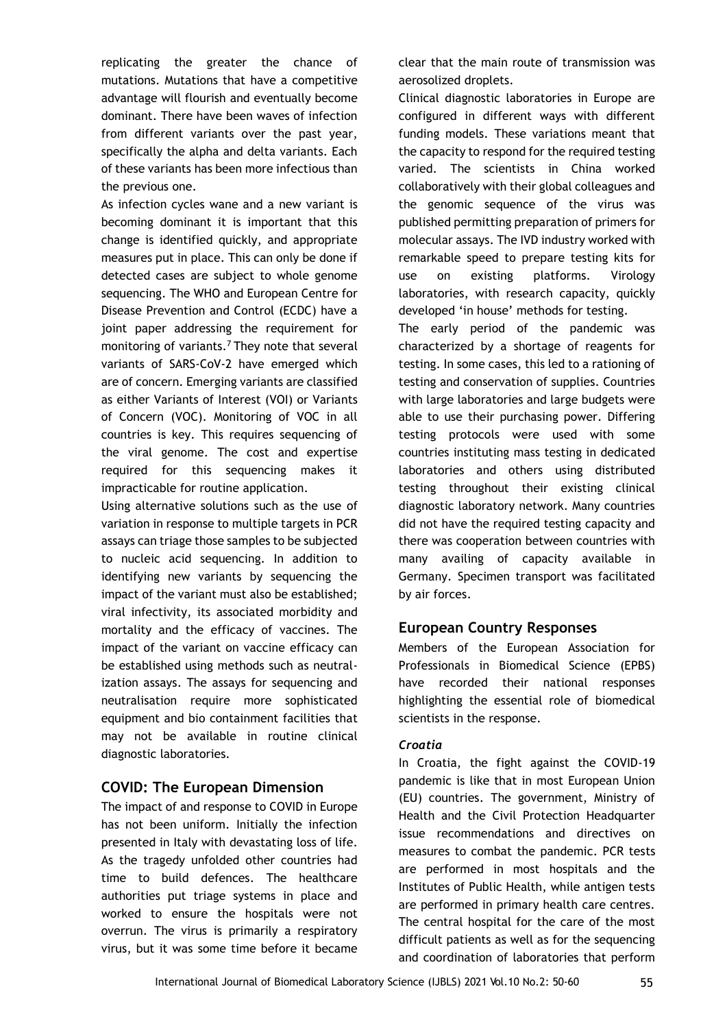replicating the greater the chance of mutations. Mutations that have a competitive advantage will flourish and eventually become dominant. There have been waves of infection from different variants over the past year, specifically the alpha and delta variants. Each of these variants has been more infectious than the previous one.

As infection cycles wane and a new variant is becoming dominant it is important that this change is identified quickly, and appropriate measures put in place. This can only be done if detected cases are subject to whole genome sequencing. The WHO and European Centre for Disease Prevention and Control (ECDC) have a joint paper addressing the requirement for monitoring of variants.[7] They note that several variants of SARS-CoV-2 have emerged which are of concern. Emerging variants are classified as either Variants of Interest (VOI) or Variants of Concern (VOC). Monitoring of VOC in all countries is key. This requires sequencing of the viral genome. The cost and expertise required for this sequencing makes it impracticable for routine application.

Using alternative solutions such as the use of variation in response to multiple targets in PCR assays can triage those samples to be subjected to nucleic acid sequencing. In addition to identifying new variants by sequencing the impact of the variant must also be established; viral infectivity, its associated morbidity and mortality and the efficacy of vaccines. The impact of the variant on vaccine efficacy can be established using methods such as neutralization assays. The assays for sequencing and neutralisation require more sophisticated equipment and bio containment facilities that may not be available in routine clinical diagnostic laboratories.

## COVID: The European Dimension

The impact of and response to COVID in Europe has not been uniform. Initially the infection presented in Italy with devastating loss of life. As the tragedy unfolded other countries had time to build defences. The healthcare authorities put triage systems in place and worked to ensure the hospitals were not overrun. The virus is primarily a respiratory virus, but it was some time before it became clear that the main route of transmission was aerosolized droplets.

Clinical diagnostic laboratories in Europe are configured in different ways with different funding models. These variations meant that the capacity to respond for the required testing varied. The scientists in China worked collaboratively with their global colleagues and the genomic sequence of the virus was published permitting preparation of primers for molecular assays. The IVD industry worked with remarkable speed to prepare testing kits for use on existing platforms. Virology laboratories, with research capacity, quickly developed 'in house' methods for testing.

The early period of the pandemic was characterized by a shortage of reagents for testing. In some cases, this led to a rationing of testing and conservation of supplies. Countries with large laboratories and large budgets were able to use their purchasing power. Differing testing protocols were used with some countries instituting mass testing in dedicated laboratories and others using distributed testing throughout their existing clinical diagnostic laboratory network. Many countries did not have the required testing capacity and there was cooperation between countries with many availing of capacity available in Germany. Specimen transport was facilitated by air forces.

## European Country Responses

Members of the European Association for Professionals in Biomedical Science (EPBS) have recorded their national responses highlighting the essential role of biomedical scientists in the response.

### *Croatia*

In Croatia, the fight against the COVID-19 pandemic is like that in most European Union (EU) countries. The government, Ministry of Health and the Civil Protection Headquarter issue recommendations and directives on measures to combat the pandemic. PCR tests are performed in most hospitals and the Institutes of Public Health, while antigen tests are performed in primary health care centres. The central hospital for the care of the most difficult patients as well as for the sequencing and coordination of laboratories that perform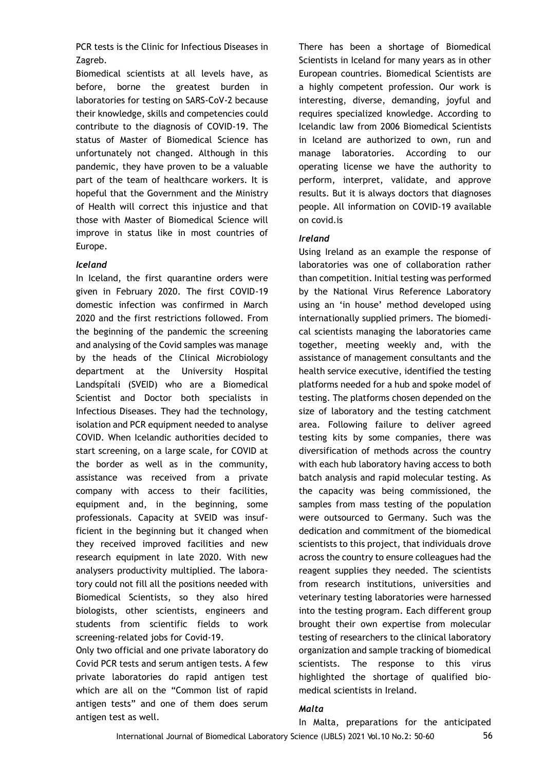PCR tests is the Clinic for Infectious Diseases in Zagreb.

Biomedical scientists at all levels have, as before, borne the greatest burden in laboratories for testing on SARS-CoV-2 because their knowledge, skills and competencies could contribute to the diagnosis of COVID-19. The status of Master of Biomedical Science has unfortunately not changed. Although in this pandemic, they have proven to be a valuable part of the team of healthcare workers. It is hopeful that the Government and the Ministry of Health will correct this injustice and that those with Master of Biomedical Science will improve in status like in most countries of Europe.

### *Iceland*

In Iceland, the first quarantine orders were given in February 2020. The first COVID-19 domestic infection was confirmed in March 2020 and the first restrictions followed. From the beginning of the pandemic the screening and analysing of the Covid samples was manage by the heads of the Clinical Microbiology department at the University Hospital Landspítali (SVEID) who are a Biomedical Scientist and Doctor both specialists in Infectious Diseases. They had the technology, isolation and PCR equipment needed to analyse COVID. When Icelandic authorities decided to start screening, on a large scale, for COVID at the border as well as in the community, assistance was received from a private company with access to their facilities, equipment and, in the beginning, some professionals. Capacity at SVEID was insufficient in the beginning but it changed when they received improved facilities and new research equipment in late 2020. With new analysers productivity multiplied. The laboratory could not fill all the positions needed with Biomedical Scientists, so they also hired biologists, other scientists, engineers and students from scientific fields to work screening-related jobs for Covid-19.

Only two official and one private laboratory do Covid PCR tests and serum antigen tests. A few private laboratories do rapid antigen test which are all on the "Common list of rapid antigen tests" and one of them does serum antigen test as well.

There has been a shortage of Biomedical Scientists in Iceland for many years as in other European countries. Biomedical Scientists are a highly competent profession. Our work is interesting, diverse, demanding, joyful and requires specialized knowledge. According to Icelandic law from 2006 Biomedical Scientists in Iceland are authorized to own, run and manage laboratories. According to our operating license we have the authority to perform, interpret, validate, and approve results. But it is always doctors that diagnoses people. All information on COVID-19 available on covid.is

### *Ireland*

Using Ireland as an example the response of laboratories was one of collaboration rather than competition. Initial testing was performed by the National Virus Reference Laboratory using an 'in house' method developed using internationally supplied primers. The biomedical scientists managing the laboratories came together, meeting weekly and, with the assistance of management consultants and the health service executive, identified the testing platforms needed for a hub and spoke model of testing. The platforms chosen depended on the size of laboratory and the testing catchment area. Following failure to deliver agreed testing kits by some companies, there was diversification of methods across the country with each hub laboratory having access to both batch analysis and rapid molecular testing. As the capacity was being commissioned, the samples from mass testing of the population were outsourced to Germany. Such was the dedication and commitment of the biomedical scientists to this project, that individuals drove across the country to ensure colleagues had the reagent supplies they needed. The scientists from research institutions, universities and veterinary testing laboratories were harnessed into the testing program. Each different group brought their own expertise from molecular testing of researchers to the clinical laboratory organization and sample tracking of biomedical scientists. The response to this virus highlighted the shortage of qualified biomedical scientists in Ireland.

### *Malta*

In Malta, preparations for the anticipated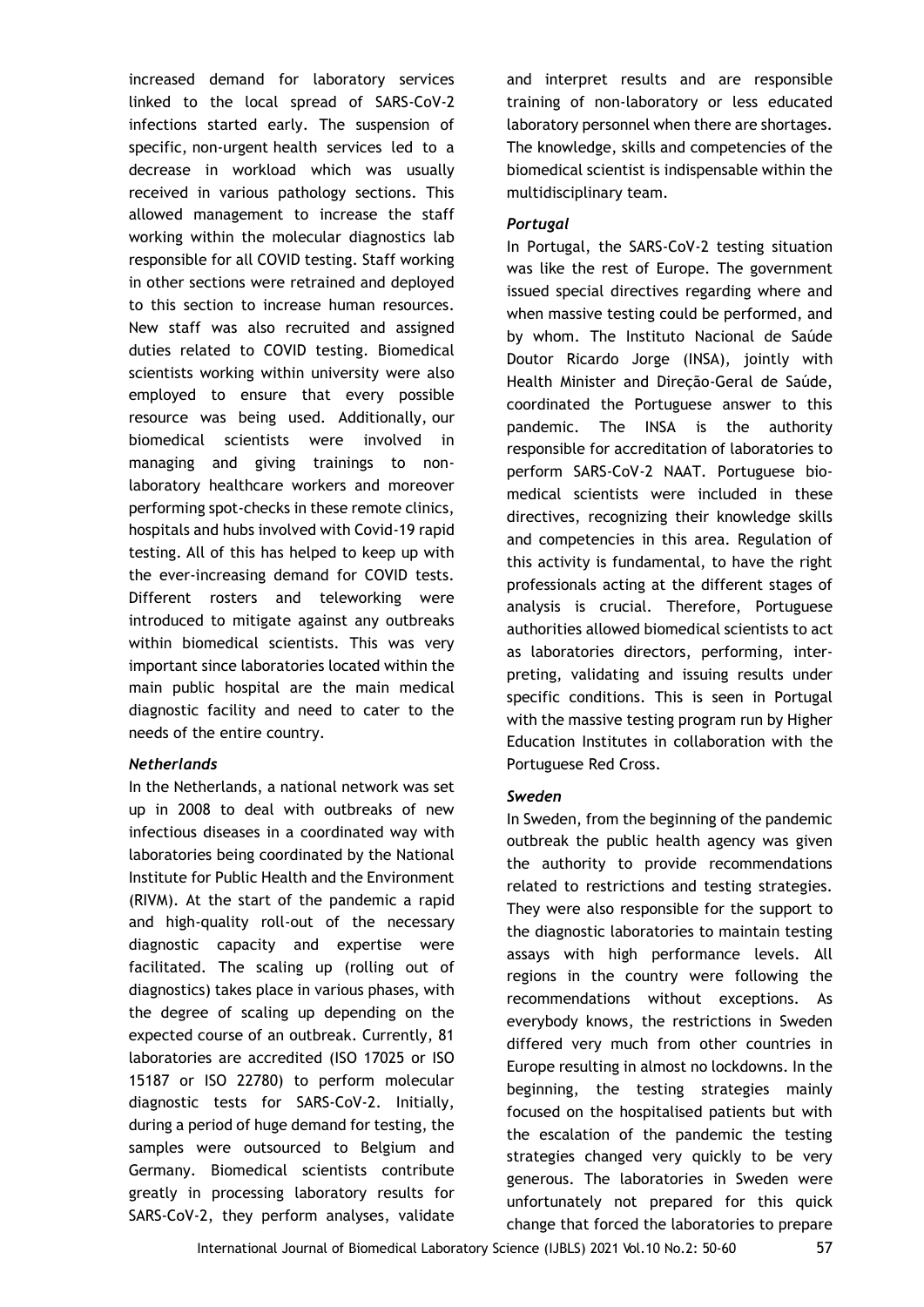increased demand for laboratory services linked to the local spread of SARS-CoV-2 infections started early. The suspension of specific, non-urgent health services led to a decrease in workload which was usually received in various pathology sections. This allowed management to increase the staff working within the molecular diagnostics lab responsible for all COVID testing. Staff working in other sections were retrained and deployed to this section to increase human resources. New staff was also recruited and assigned duties related to COVID testing. Biomedical scientists working within university were also employed to ensure that every possible resource was being used. Additionally, our biomedical scientists were involved in managing and giving trainings to non-laboratory healthcare workers and moreover performing spot-checks in these remote clinics, hospitals and hubs involved with Covid-19 rapid testing. All of this has helped to keep up with the ever-increasing demand for COVID tests. Different rosters and teleworking were introduced to mitigate against any outbreaks within biomedical scientists. This was very important since laboratories located within the main public hospital are the main medical diagnostic facility and need to cater to the needs of the entire country.

### *Netherlands*

In the Netherlands, a national network was set up in 2008 to deal with outbreaks of new infectious diseases in a coordinated way with laboratories being coordinated by the National Institute for Public Health and the Environment (RIVM). At the start of the pandemic a rapid and high-quality roll-out of the necessary diagnostic capacity and expertise were facilitated. The scaling up (rolling out of diagnostics) takes place in various phases, with the degree of scaling up depending on the expected course of an outbreak. Currently, 81 laboratories are accredited (ISO 17025 or ISO 15187 or ISO 22780) to perform molecular diagnostic tests for SARS-CoV-2. Initially, during a period of huge demand for testing, the samples were outsourced to Belgium and Germany. Biomedical scientists contribute greatly in processing laboratory results for SARS-CoV-2, they perform analyses, validate and interpret results and are responsible training of non-laboratory or less educated laboratory personnel when there are shortages. The knowledge, skills and competencies of the biomedical scientist is indispensable within the multidisciplinary team.

### *Portugal*

In Portugal, the SARS-CoV-2 testing situation was like the rest of Europe. The government issued special directives regarding where and when massive testing could be performed, and by whom. The Instituto Nacional de Saúde Doutor Ricardo Jorge (INSA), jointly with Health Minister and Direção-Geral de Saúde, coordinated the Portuguese answer to this pandemic. The INSA is the authority responsible for accreditation of laboratories to perform SARS-CoV-2 NAAT. Portuguese bio-medical scientists were included in these directives, recognizing their knowledge skills and competencies in this area. Regulation of this activity is fundamental, to have the right professionals acting at the different stages of analysis is crucial. Therefore, Portuguese authorities allowed biomedical scientists to act as laboratories directors, performing, inter-preting, validating and issuing results under specific conditions. This is seen in Portugal with the massive testing program run by Higher Education Institutes in collaboration with the Portuguese Red Cross.

### *Sweden*

In Sweden, from the beginning of the pandemic outbreak the public health agency was given the authority to provide recommendations related to restrictions and testing strategies. They were also responsible for the support to the diagnostic laboratories to maintain testing assays with high performance levels. All regions in the country were following the recommendations without exceptions. As everybody knows, the restrictions in Sweden differed very much from other countries in Europe resulting in almost no lockdowns. In the beginning, the testing strategies mainly focused on the hospitalised patients but with the escalation of the pandemic the testing strategies changed very quickly to be very generous. The laboratories in Sweden were unfortunately not prepared for this quick change that forced the laboratories to prepare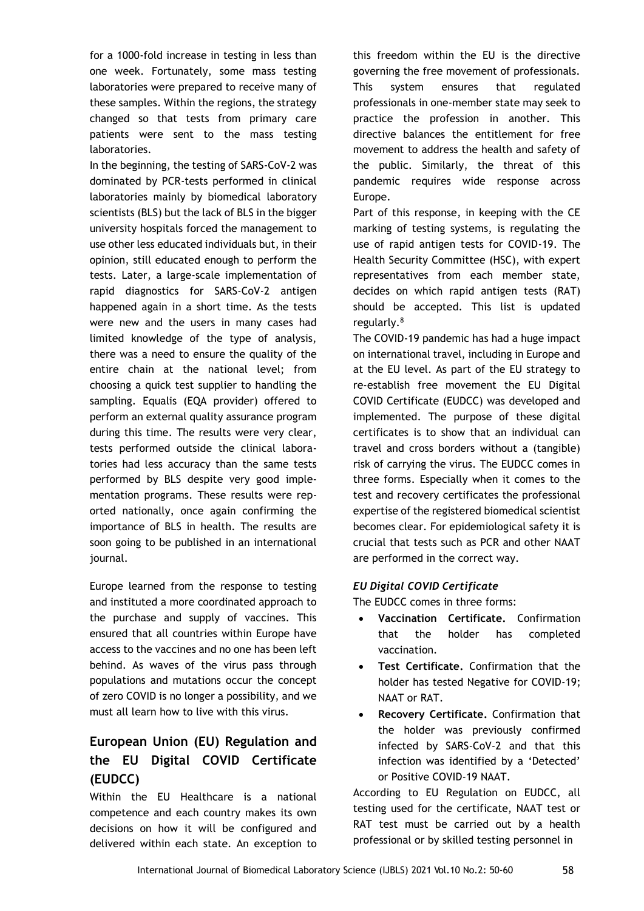for a 1000-fold increase in testing in less than one week. Fortunately, some mass testing laboratories were prepared to receive many of these samples. Within the regions, the strategy changed so that tests from primary care patients were sent to the mass testing laboratories.

In the beginning, the testing of SARS-CoV-2 was dominated by PCR-tests performed in clinical laboratories mainly by biomedical laboratory scientists (BLS) but the lack of BLS in the bigger university hospitals forced the management to use other less educated individuals but, in their opinion, still educated enough to perform the tests. Later, a large-scale implementation of rapid diagnostics for SARS-CoV-2 antigen happened again in a short time. As the tests were new and the users in many cases had limited knowledge of the type of analysis, there was a need to ensure the quality of the entire chain at the national level; from choosing a quick test supplier to handling the sampling. Equalis (EQA provider) offered to perform an external quality assurance program during this time. The results were very clear, tests performed outside the clinical laboratories had less accuracy than the same tests performed by BLS despite very good implementation programs. These results were reported nationally, once again confirming the importance of BLS in health. The results are soon going to be published in an international journal.

Europe learned from the response to testing and instituted a more coordinated approach to the purchase and supply of vaccines. This ensured that all countries within Europe have access to the vaccines and no one has been left behind. As waves of the virus pass through populations and mutations occur the concept of zero COVID is no longer a possibility, and we must all learn how to live with this virus.

## European Union (EU) Regulation and the EU Digital COVID Certificate (EUDCC)

Within the EU Healthcare is a national competence and each country makes its own decisions on how it will be configured and delivered within each state. An exception to this freedom within the EU is the directive governing the free movement of professionals. This system ensures that regulated professionals in one-member state may seek to practice the profession in another. This directive balances the entitlement for free movement to address the health and safety of the public. Similarly, the threat of this pandemic requires wide response across Europe.

Part of this response, in keeping with the CE marking of testing systems, is regulating the use of rapid antigen tests for COVID-19. The Health Security Committee (HSC), with expert representatives from each member state, decides on which rapid antigen tests (RAT) should be accepted. This list is updated regularly.[8]

The COVID-19 pandemic has had a huge impact on international travel, including in Europe and at the EU level. As part of the EU strategy to re-establish free movement the EU Digital COVID Certificate (EUDCC) was developed and implemented. The purpose of these digital certificates is to show that an individual can travel and cross borders without a (tangible) risk of carrying the virus. The EUDCC comes in three forms. Especially when it comes to the test and recovery certificates the professional expertise of the registered biomedical scientist becomes clear. For epidemiological safety it is crucial that tests such as PCR and other NAAT are performed in the correct way.

### *EU Digital COVID Certificate*

The EUDCC comes in three forms:

- **Vaccination Certificate.** Confirmation that the holder has completed vaccination.
- **Test Certificate.** Confirmation that the holder has tested Negative for COVID-19; NAAT or RAT.
- **Recovery Certificate.** Confirmation that the holder was previously confirmed infected by SARS-CoV-2 and that this infection was identified by a 'Detected' or Positive COVID-19 NAAT.

According to EU Regulation on EUDCC, all testing used for the certificate, NAAT test or RAT test must be carried out by a health professional or by skilled testing personnel in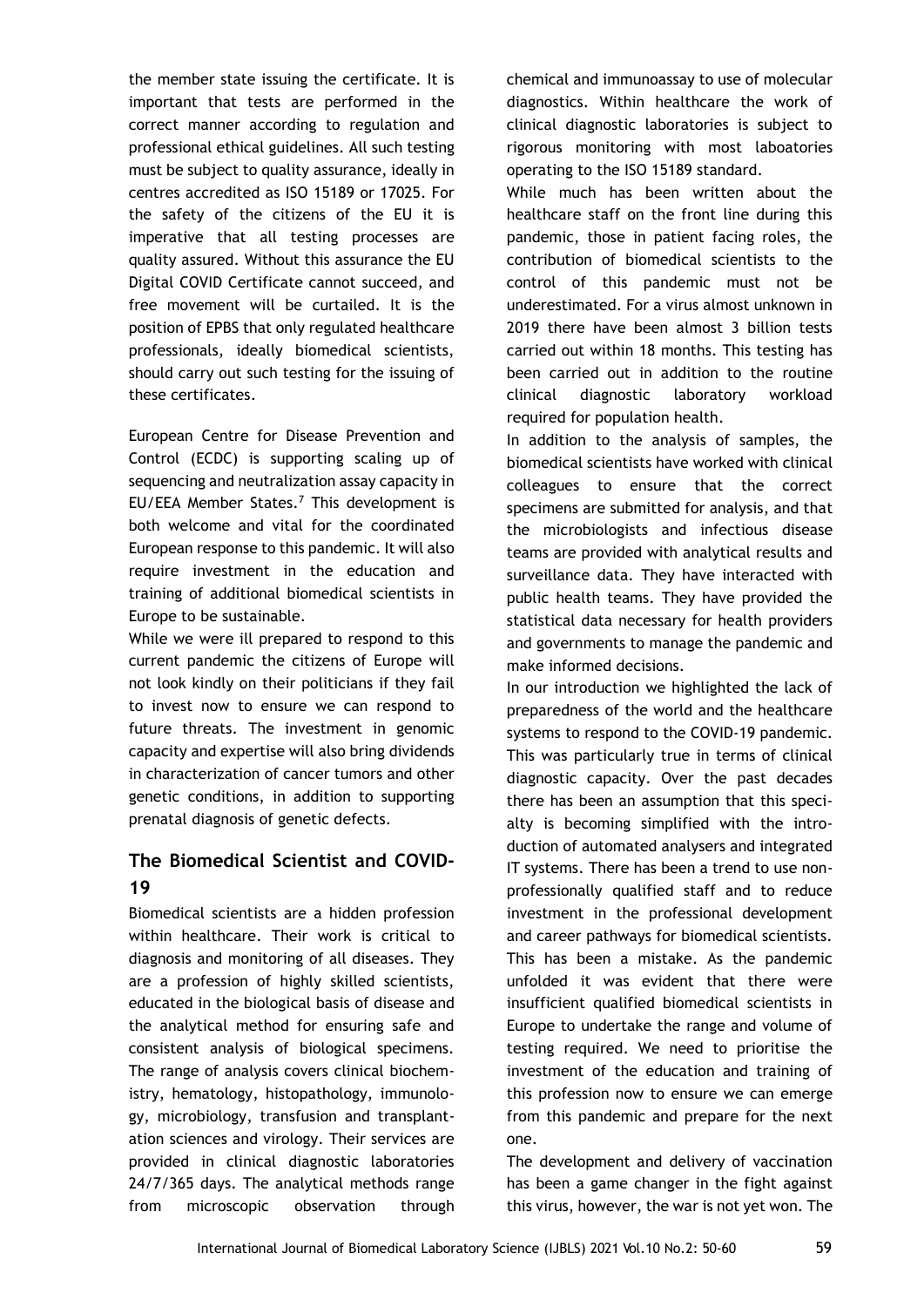the member state issuing the certificate. It is important that tests are performed in the correct manner according to regulation and professional ethical guidelines. All such testing must be subject to quality assurance, ideally in centres accredited as ISO 15189 or 17025. For the safety of the citizens of the EU it is imperative that all testing processes are quality assured. Without this assurance the EU Digital COVID Certificate cannot succeed, and free movement will be curtailed. It is the position of EPBS that only regulated healthcare professionals, ideally biomedical scientists, should carry out such testing for the issuing of these certificates.

European Centre for Disease Prevention and Control (ECDC) is supporting scaling up of sequencing and neutralization assay capacity in EU/EEA Member States.[7] This development is both welcome and vital for the coordinated European response to this pandemic. It will also require investment in the education and training of additional biomedical scientists in Europe to be sustainable.

While we were ill prepared to respond to this current pandemic the citizens of Europe will not look kindly on their politicians if they fail to invest now to ensure we can respond to future threats. The investment in genomic capacity and expertise will also bring dividends in characterization of cancer tumors and other genetic conditions, in addition to supporting prenatal diagnosis of genetic defects.

## The Biomedical Scientist and COVID-19

Biomedical scientists are a hidden profession within healthcare. Their work is critical to diagnosis and monitoring of all diseases. They are a profession of highly skilled scientists, educated in the biological basis of disease and the analytical method for ensuring safe and consistent analysis of biological specimens. The range of analysis covers clinical biochemistry, hematology, histopathology, immunology, microbiology, transfusion and transplantation sciences and virology. Their services are provided in clinical diagnostic laboratories 24/7/365 days. The analytical methods range from microscopic observation through chemical and immunoassay to use of molecular diagnostics. Within healthcare the work of clinical diagnostic laboratories is subject to rigorous monitoring with most laboatories operating to the ISO 15189 standard.

While much has been written about the healthcare staff on the front line during this pandemic, those in patient facing roles, the contribution of biomedical scientists to the control of this pandemic must not be underestimated. For a virus almost unknown in 2019 there have been almost 3 billion tests carried out within 18 months. This testing has been carried out in addition to the routine clinical diagnostic laboratory workload required for population health.

In addition to the analysis of samples, the biomedical scientists have worked with clinical colleagues to ensure that the correct specimens are submitted for analysis, and that the microbiologists and infectious disease teams are provided with analytical results and surveillance data. They have interacted with public health teams. They have provided the statistical data necessary for health providers and governments to manage the pandemic and make informed decisions.

In our introduction we highlighted the lack of preparedness of the world and the healthcare systems to respond to the COVID-19 pandemic. This was particularly true in terms of clinical diagnostic capacity. Over the past decades there has been an assumption that this specialty is becoming simplified with the introduction of automated analysers and integrated IT systems. There has been a trend to use non-professionally qualified staff and to reduce investment in the professional development and career pathways for biomedical scientists. This has been a mistake. As the pandemic unfolded it was evident that there were insufficient qualified biomedical scientists in Europe to undertake the range and volume of testing required. We need to prioritise the investment of the education and training of this profession now to ensure we can emerge from this pandemic and prepare for the next one.

The development and delivery of vaccination has been a game changer in the fight against this virus, however, the war is not yet won. The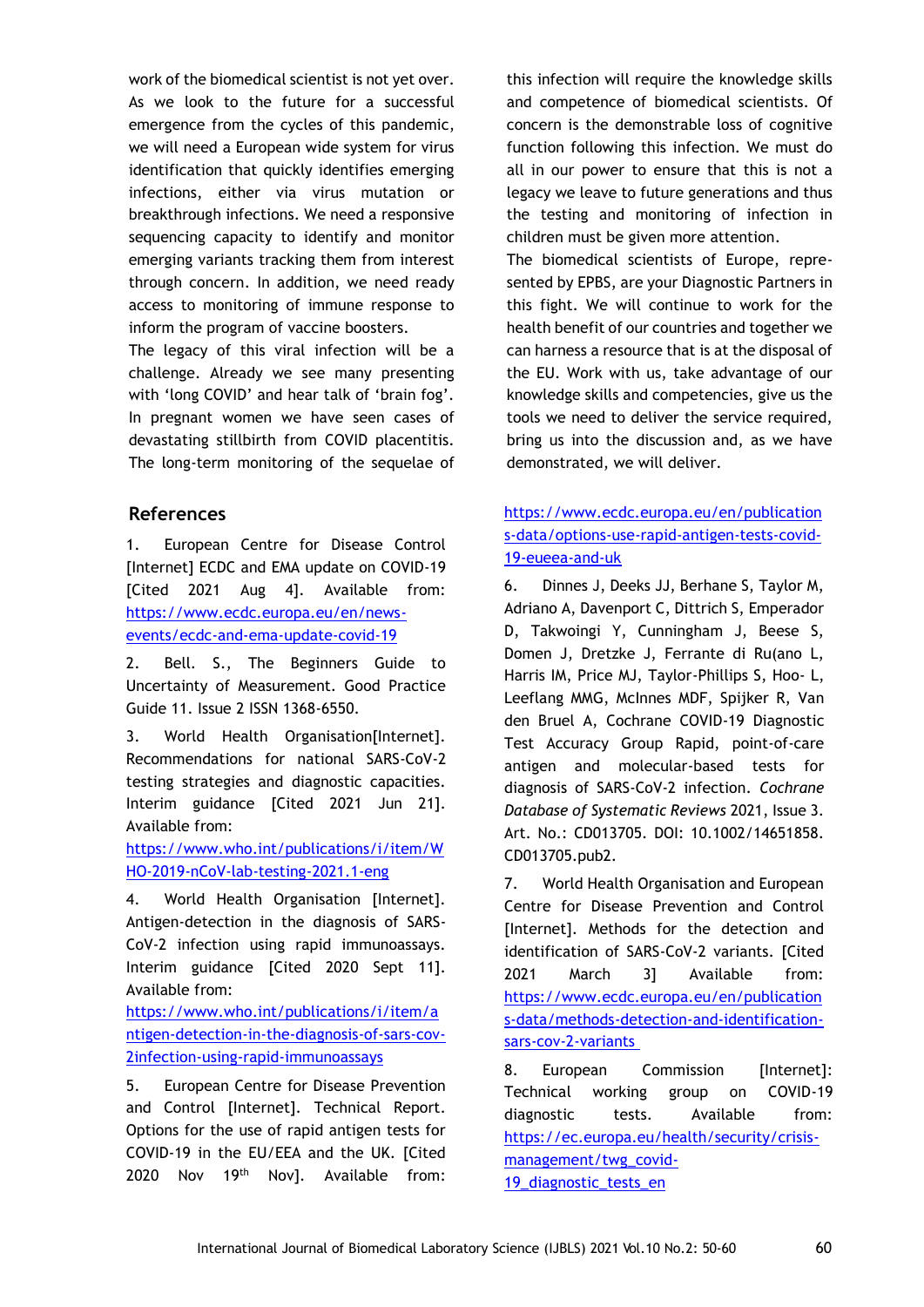work of the biomedical scientist is not yet over. As we look to the future for a successful emergence from the cycles of this pandemic, we will need a European wide system for virus identification that quickly identifies emerging infections, either via virus mutation or breakthrough infections. We need a responsive sequencing capacity to identify and monitor emerging variants tracking them from interest through concern. In addition, we need ready access to monitoring of immune response to inform the program of vaccine boosters.

The legacy of this viral infection will be a challenge. Already we see many presenting with 'long COVID' and hear talk of 'brain fog'. In pregnant women we have seen cases of devastating stillbirth from COVID placentitis. The long-term monitoring of the sequelae of this infection will require the knowledge skills and competence of biomedical scientists. Of concern is the demonstrable loss of cognitive function following this infection. We must do all in our power to ensure that this is not a legacy we leave to future generations and thus the testing and monitoring of infection in children must be given more attention.

The biomedical scientists of Europe, represented by EPBS, are your Diagnostic Partners in this fight. We will continue to work for the health benefit of our countries and together we can harness a resource that is at the disposal of the EU. Work with us, take advantage of our knowledge skills and competencies, give us the tools we need to deliver the service required, bring us into the discussion and, as we have demonstrated, we will deliver.

## References

1. European Centre for Disease Control [Internet] ECDC and EMA update on COVID-19 [Cited 2021 Aug 4]. Available from: https://www.ecdc.europa.eu/en/news-events/ecdc-and-ema-update-covid-19

2. Bell. S., The Beginners Guide to Uncertainty of Measurement. Good Practice Guide 11. Issue 2 ISSN 1368-6550.

3. World Health Organisation[Internet]. Recommendations for national SARS-CoV-2 testing strategies and diagnostic capacities. Interim guidance [Cited 2021 Jun 21]. Available from: https://www.who.int/publications/i/item/WHO-2019-nCoV-lab-testing-2021.1-eng

4. World Health Organisation [Internet]. Antigen-detection in the diagnosis of SARS-CoV-2 infection using rapid immunoassays. Interim guidance [Cited 2020 Sept 11]. Available from: https://www.who.int/publications/i/item/antigen-detection-in-the-diagnosis-of-sars-cov-2infection-using-rapid-immunoassays

5. European Centre for Disease Prevention and Control [Internet]. Technical Report. Options for the use of rapid antigen tests for COVID-19 in the EU/EEA and the UK. [Cited 2020 Nov 19th Nov]. Available from: https://www.ecdc.europa.eu/en/publications-data/options-use-rapid-antigen-tests-covid-19-eueea-and-uk

6. Dinnes J, Deeks JJ, Berhane S, Taylor M, Adriano A, Davenport C, Dittrich S, Emperador D, Takwoingi Y, Cunningham J, Beese S, Domen J, Dretzke J, Ferrante di Ru(ano L, Harris IM, Price MJ, Taylor-Phillips S, Hoo- L, Leeflang MMG, McInnes MDF, Spijker R, Van den Bruel A, Cochrane COVID-19 Diagnostic Test Accuracy Group Rapid, point-of-care antigen and molecular-based tests for diagnosis of SARS-CoV-2 infection. *Cochrane Database of Systematic Reviews* 2021, Issue 3. Art. No.: CD013705. DOI: 10.1002/14651858.CD013705.pub2.

7. World Health Organisation and European Centre for Disease Prevention and Control [Internet]. Methods for the detection and identification of SARS-CoV-2 variants. [Cited 2021 March 3] Available from: https://www.ecdc.europa.eu/en/publications-data/methods-detection-and-identification-sars-cov-2-variants

8. European Commission [Internet]: Technical working group on COVID-19 diagnostic tests. Available from: https://ec.europa.eu/health/security/crisis-management/twg_covid-19_diagnostic_tests_en